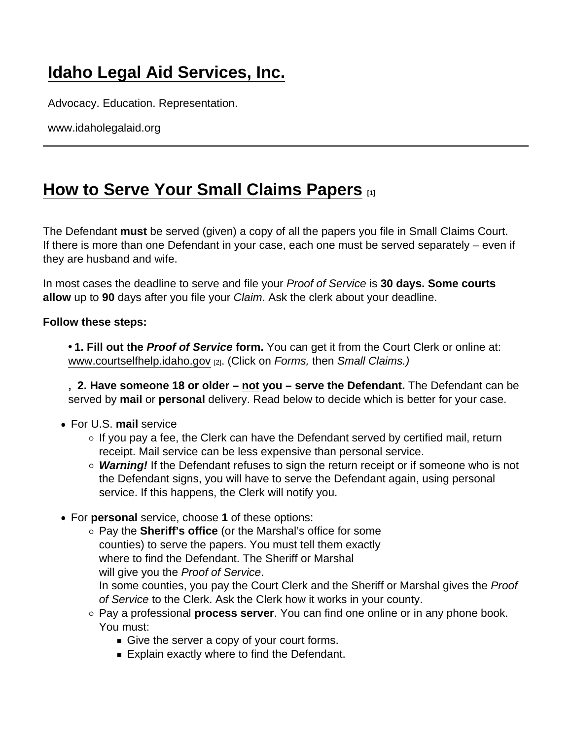# Idaho Legal Aid Services, Inc.

Advocacy. Education. Representation.

www.idaholegalaid.org

## How to Serve Your Small Claims Papers [1]

The Defendant **must** be served (given) a copy of all the papers you file in Small Claims Court. If there is more than one Defendant in your case, each one must be served separately – even if they are husband and wife.

In most cases the deadline to serve and file your *Proof of Service* is **30 days. Some courts allow** up to **90** days after you file your *Claim*. Ask the clerk about your deadline.

**Follow these steps:**

• **1. Fill out the *Proof of Service* form.** You can get it from the Court Clerk or online at: www.courtselfhelp.idaho.gov [2]. (Click on *Forms,* then *Small Claims.)*

, **2. Have someone 18 or older – not you – serve the Defendant.** The Defendant can be served by **mail** or **personal** delivery. Read below to decide which is better for your case.

- For U.S. **mail** service
  - If you pay a fee, the Clerk can have the Defendant served by certified mail, return receipt. Mail service can be less expensive than personal service.
  - ***Warning!*** If the Defendant refuses to sign the return receipt or if someone who is not the Defendant signs, you will have to serve the Defendant again, using personal service. If this happens, the Clerk will notify you.
- For **personal** service, choose **1** of these options:
  - Pay the **Sheriff's office** (or the Marshal's office for some counties) to serve the papers. You must tell them exactly where to find the Defendant. The Sheriff or Marshal will give you the *Proof of Service*.
    In some counties, you pay the Court Clerk and the Sheriff or Marshal gives the *Proof of Service* to the Clerk. Ask the Clerk how it works in your county.
  - Pay a professional **process server**. You can find one online or in any phone book. You must:
    - Give the server a copy of your court forms.
    - Explain exactly where to find the Defendant.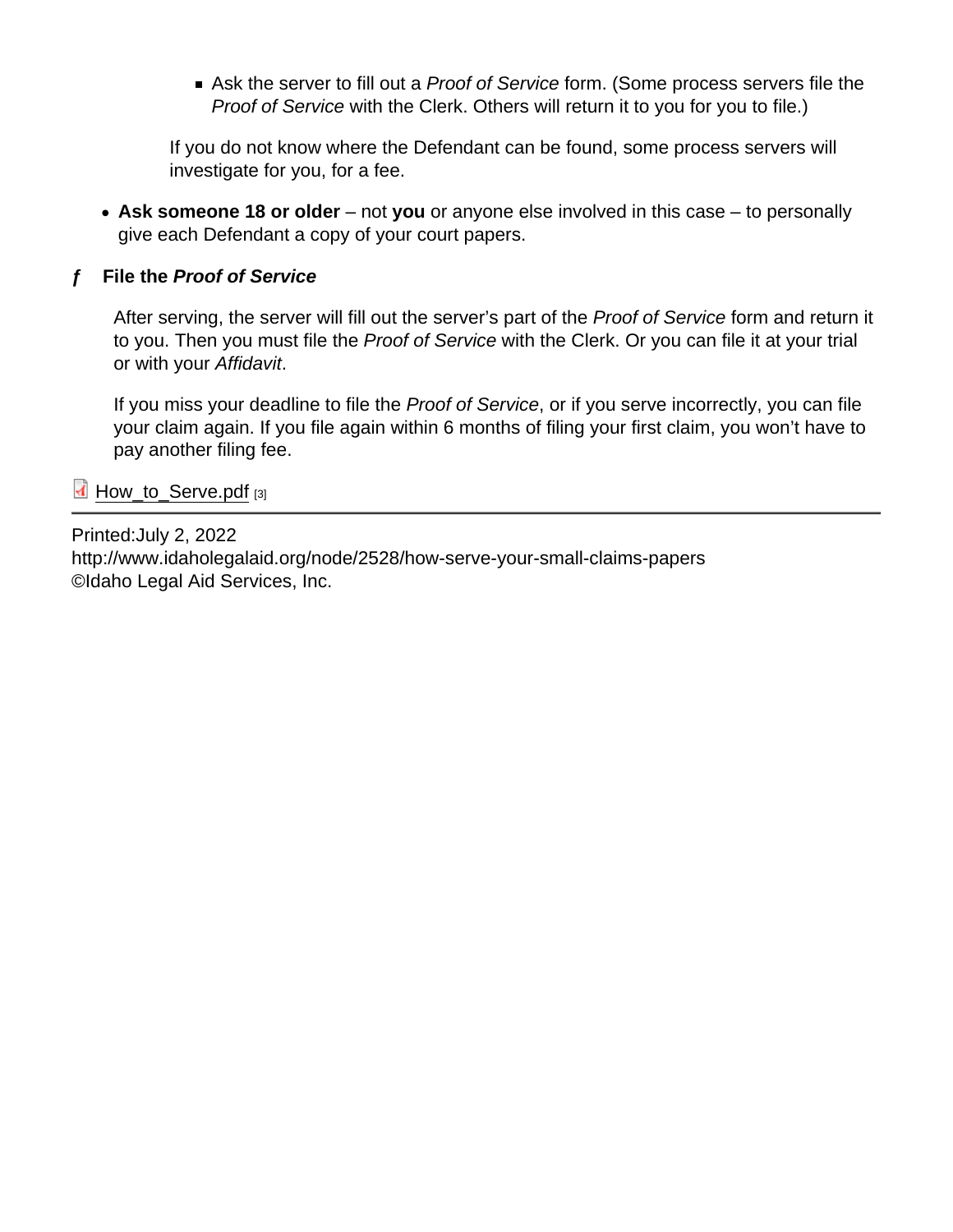- Ask the server to fill out a *Proof of Service* form. (Some process servers file the *Proof of Service* with the Clerk. Others will return it to you for you to file.)

  If you do not know where the Defendant can be found, some process servers will investigate for you, for a fee.

- **Ask someone 18 or older** – not **you** or anyone else involved in this case – to personally give each Defendant a copy of your court papers.

### ƒ File the *Proof of Service*

After serving, the server will fill out the server's part of the *Proof of Service* form and return it to you. Then you must file the *Proof of Service* with the Clerk. Or you can file it at your trial or with your *Affidavit*.

If you miss your deadline to file the *Proof of Service*, or if you serve incorrectly, you can file your claim again. If you file again within 6 months of filing your first claim, you won't have to pay another filing fee.

How_to_Serve.pdf [3]

---

Printed:July 2, 2022
http://www.idaholegalaid.org/node/2528/how-serve-your-small-claims-papers
©Idaho Legal Aid Services, Inc.